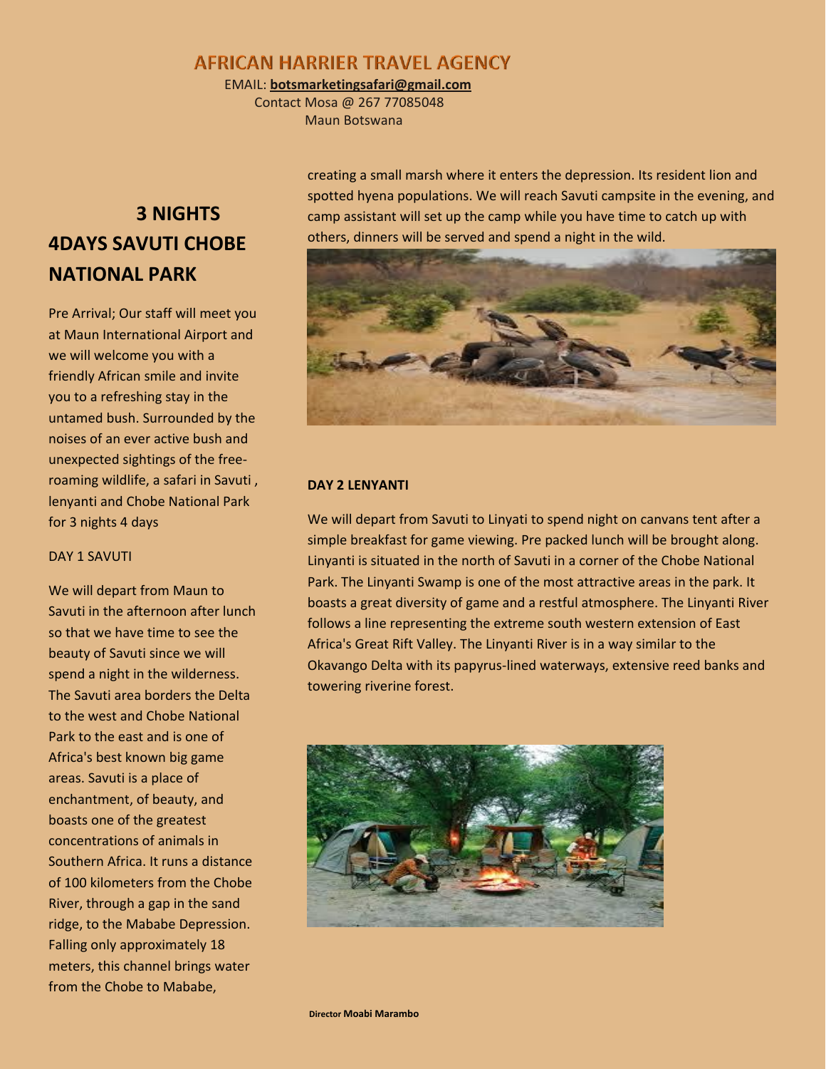# AFRICAN HARRIER TRAVEL AGENCY

EMAIL: **botsmarketingsafari@gmail.com**
Contact Mosa @ 267 77085048
Maun Botswana

## 3 NIGHTS 4DAYS SAVUTI CHOBE NATIONAL PARK

Pre Arrival; Our staff will meet you at Maun International Airport and we will welcome you with a friendly African smile and invite you to a refreshing stay in the untamed bush. Surrounded by the noises of an ever active bush and unexpected sightings of the free-roaming wildlife, a safari in Savuti , lenyanti and Chobe National Park for 3 nights 4 days

DAY 1 SAVUTI

We will depart from Maun to Savuti in the afternoon after lunch so that we have time to see the beauty of Savuti since we will spend a night in the wilderness. The Savuti area borders the Delta to the west and Chobe National Park to the east and is one of Africa's best known big game areas. Savuti is a place of enchantment, of beauty, and boasts one of the greatest concentrations of animals in Southern Africa. It runs a distance of 100 kilometers from the Chobe River, through a gap in the sand ridge, to the Mababe Depression. Falling only approximately 18 meters, this channel brings water from the Chobe to Mababe, creating a small marsh where it enters the depression. Its resident lion and spotted hyena populations. We will reach Savuti campsite in the evening, and camp assistant will set up the camp while you have time to catch up with others, dinners will be served and spend a night in the wild.

**DAY 2 LENYANTI**

We will depart from Savuti to Linyati to spend night on canvans tent after a simple breakfast for game viewing. Pre packed lunch will be brought along. Linyanti is situated in the north of Savuti in a corner of the Chobe National Park. The Linyanti Swamp is one of the most attractive areas in the park. It boasts a great diversity of game and a restful atmosphere. The Linyanti River follows a line representing the extreme south western extension of East Africa's Great Rift Valley. The Linyanti River is in a way similar to the Okavango Delta with its papyrus-lined waterways, extensive reed banks and towering riverine forest.

Director **Moabi Marambo**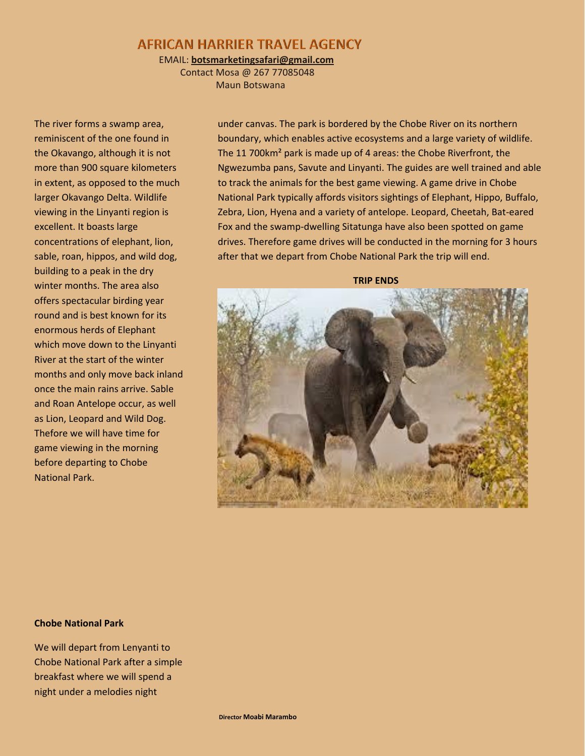## AFRICAN HARRIER TRAVEL AGENCY

EMAIL: **botsmarketingsafari@gmail.com**
Contact Mosa @ 267 77085048
Maun Botswana

The river forms a swamp area, reminiscent of the one found in the Okavango, although it is not more than 900 square kilometers in extent, as opposed to the much larger Okavango Delta. Wildlife viewing in the Linyanti region is excellent. It boasts large concentrations of elephant, lion, sable, roan, hippos, and wild dog, building to a peak in the dry winter months. The area also offers spectacular birding year round and is best known for its enormous herds of Elephant which move down to the Linyanti River at the start of the winter months and only move back inland once the main rains arrive. Sable and Roan Antelope occur, as well as Lion, Leopard and Wild Dog. Thefore we will have time for game viewing in the morning before departing to Chobe National Park.

**Chobe National Park**

We will depart from Lenyanti to Chobe National Park after a simple breakfast where we will spend a night under a melodies night under canvas. The park is bordered by the Chobe River on its northern boundary, which enables active ecosystems and a large variety of wildlife. The 11 700km² park is made up of 4 areas: the Chobe Riverfront, the Ngwezumba pans, Savute and Linyanti. The guides are well trained and able to track the animals for the best game viewing. A game drive in Chobe National Park typically affords visitors sightings of Elephant, Hippo, Buffalo, Zebra, Lion, Hyena and a variety of antelope. Leopard, Cheetah, Bat-eared Fox and the swamp-dwelling Sitatunga have also been spotted on game drives. Therefore game drives will be conducted in the morning for 3 hours after that we depart from Chobe National Park the trip will end.

**TRIP ENDS**

Director **Moabi Marambo**